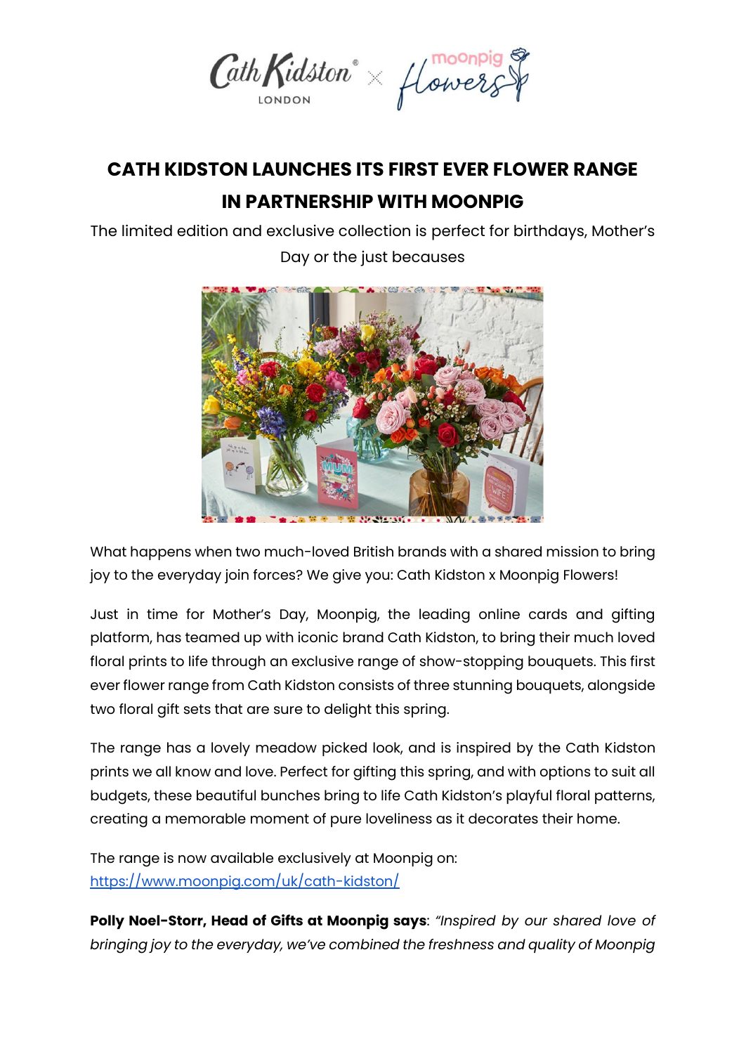# CATH KIDSTON LAUNCHES ITS FIRST EVER FLOWER RANGE IN PARTNERSHIP WITH MOONPIG

The limited edition and exclusive collection is perfect for birthdays, Mother's Day or the just becauses

What happens when two much-loved British brands with a shared mission to bring joy to the everyday join forces? We give you: Cath Kidston x Moonpig Flowers!

Just in time for Mother's Day, Moonpig, the leading online cards and gifting platform, has teamed up with iconic brand Cath Kidston, to bring their much loved floral prints to life through an exclusive range of show-stopping bouquets. This first ever flower range from Cath Kidston consists of three stunning bouquets, alongside two floral gift sets that are sure to delight this spring.

The range has a lovely meadow picked look, and is inspired by the Cath Kidston prints we all know and love. Perfect for gifting this spring, and with options to suit all budgets, these beautiful bunches bring to life Cath Kidston's playful floral patterns, creating a memorable moment of pure loveliness as it decorates their home.

The range is now available exclusively at Moonpig on: [https://www.moonpig.com/uk/cath-kidston/](https://www.moonpig.com/uk/cath-kidston/)

**Polly Noel-Storr, Head of Gifts at Moonpig says**: *"Inspired by our shared love of bringing joy to the everyday, we've combined the freshness and quality of Moonpig*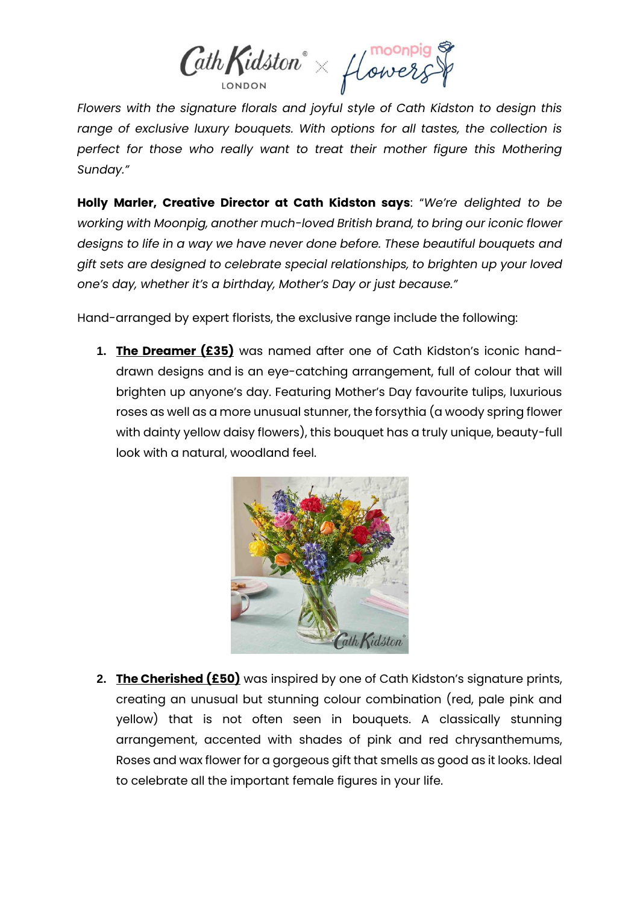*Flowers with the signature florals and joyful style of Cath Kidston to design this range of exclusive luxury bouquets. With options for all tastes, the collection is perfect for those who really want to treat their mother figure this Mothering Sunday."*

**Holly Marler, Creative Director at Cath Kidston says**: *"We're delighted to be working with Moonpig, another much-loved British brand, to bring our iconic flower designs to life in a way we have never done before. These beautiful bouquets and gift sets are designed to celebrate special relationships, to brighten up your loved one's day, whether it's a birthday, Mother's Day or just because."*

Hand-arranged by expert florists, the exclusive range include the following:

1. **The Dreamer (£35)** was named after one of Cath Kidston's iconic hand-drawn designs and is an eye-catching arrangement, full of colour that will brighten up anyone's day. Featuring Mother's Day favourite tulips, luxurious roses as well as a more unusual stunner, the forsythia (a woody spring flower with dainty yellow daisy flowers), this bouquet has a truly unique, beauty-full look with a natural, woodland feel.

2. **The Cherished (£50)** was inspired by one of Cath Kidston's signature prints, creating an unusual but stunning colour combination (red, pale pink and yellow) that is not often seen in bouquets. A classically stunning arrangement, accented with shades of pink and red chrysanthemums, Roses and wax flower for a gorgeous gift that smells as good as it looks. Ideal to celebrate all the important female figures in your life.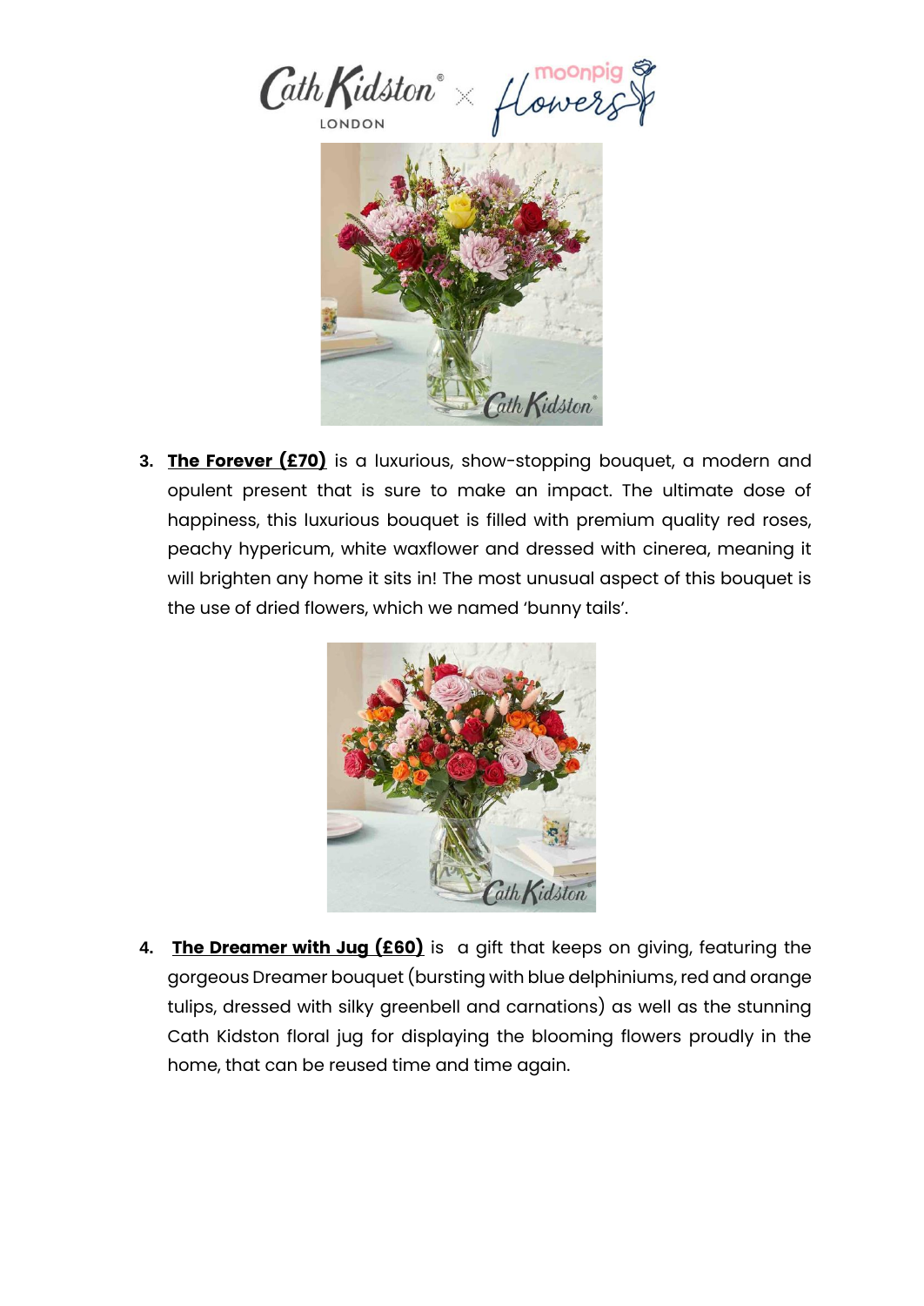3. **The Forever (£70)** is a luxurious, show-stopping bouquet, a modern and opulent present that is sure to make an impact. The ultimate dose of happiness, this luxurious bouquet is filled with premium quality red roses, peachy hypericum, white waxflower and dressed with cinerea, meaning it will brighten any home it sits in! The most unusual aspect of this bouquet is the use of dried flowers, which we named 'bunny tails'.

4. **The Dreamer with Jug (£60)** is a gift that keeps on giving, featuring the gorgeous Dreamer bouquet (bursting with blue delphiniums, red and orange tulips, dressed with silky greenbell and carnations) as well as the stunning Cath Kidston floral jug for displaying the blooming flowers proudly in the home, that can be reused time and time again.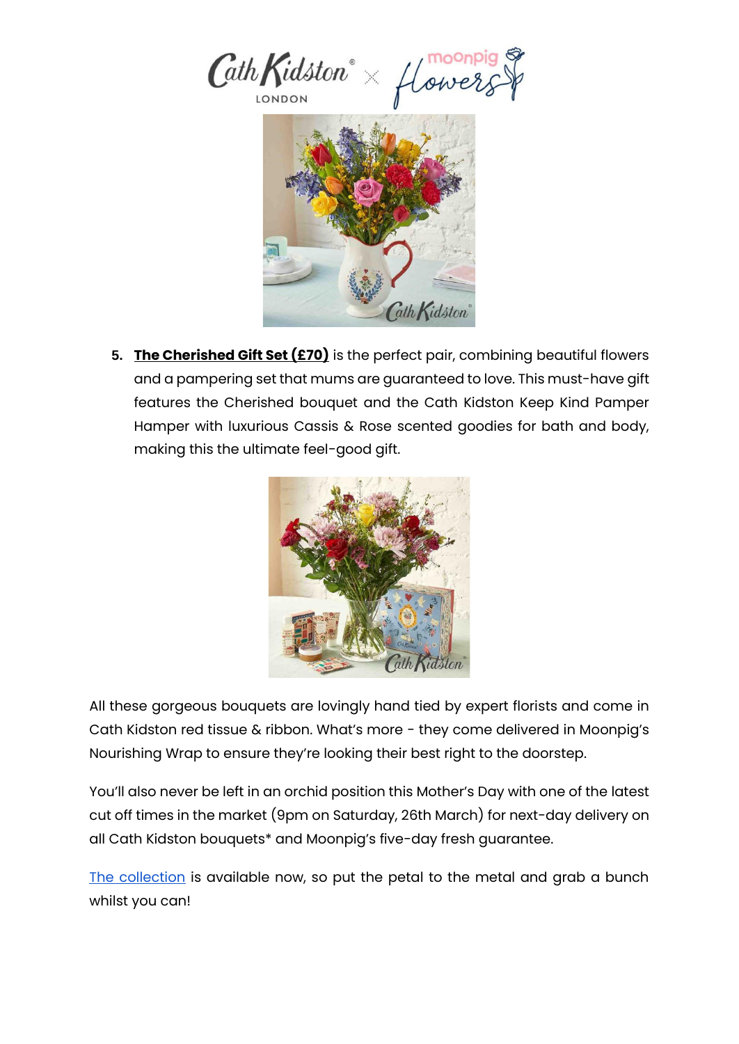5. **The Cherished Gift Set (£70)** is the perfect pair, combining beautiful flowers and a pampering set that mums are guaranteed to love. This must-have gift features the Cherished bouquet and the Cath Kidston Keep Kind Pamper Hamper with luxurious Cassis & Rose scented goodies for bath and body, making this the ultimate feel-good gift.

All these gorgeous bouquets are lovingly hand tied by expert florists and come in Cath Kidston red tissue & ribbon. What's more - they come delivered in Moonpig's Nourishing Wrap to ensure they're looking their best right to the doorstep.

You'll also never be left in an orchid position this Mother's Day with one of the latest cut off times in the market (9pm on Saturday, 26th March) for next-day delivery on all Cath Kidston bouquets* and Moonpig's five-day fresh guarantee.

The collection is available now, so put the petal to the metal and grab a bunch whilst you can!